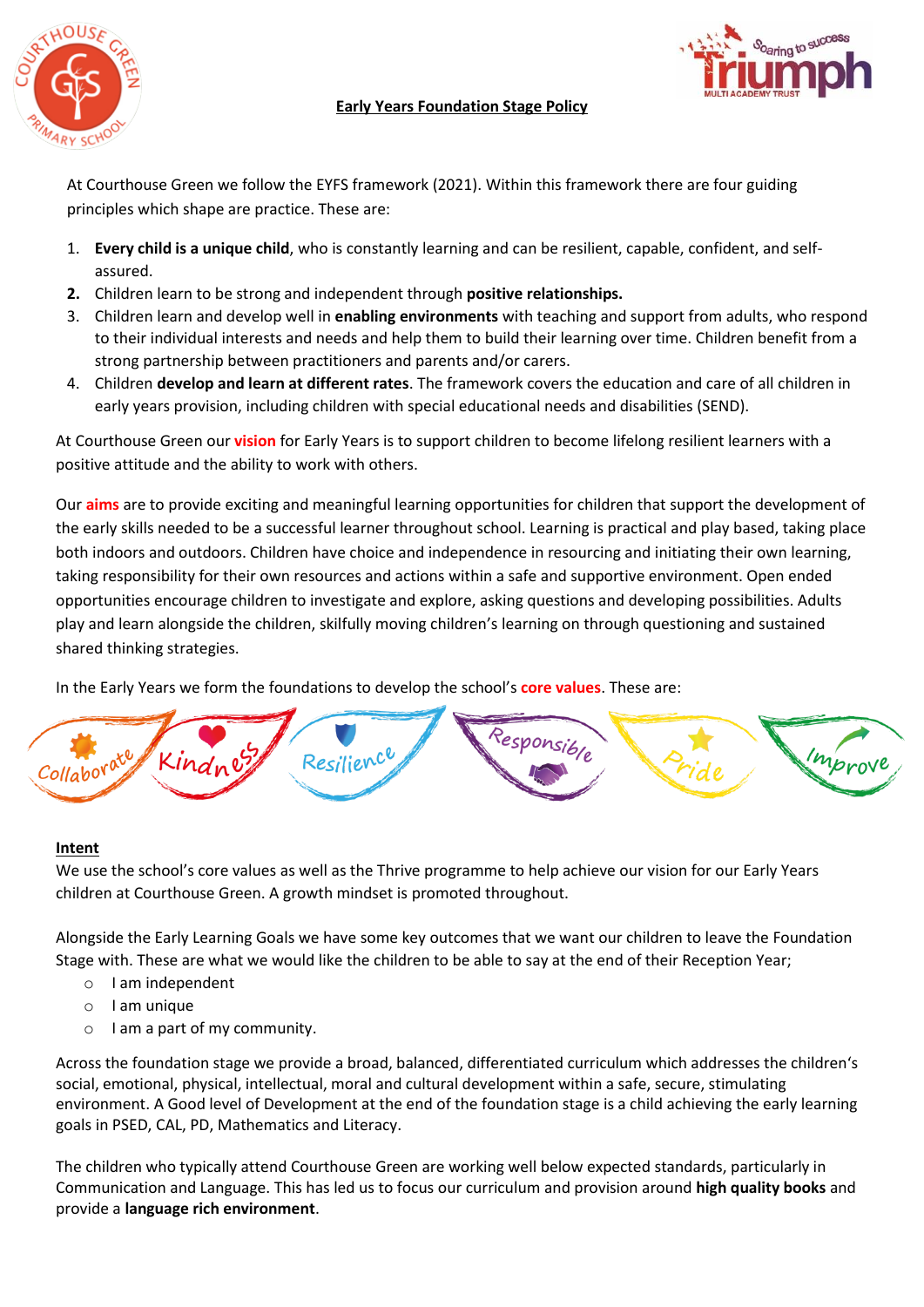# Early Years Foundation Stage Policy

At Courthouse Green we follow the EYFS framework (2021). Within this framework there are four guiding principles which shape are practice. These are:

1. **Every child is a unique child**, who is constantly learning and can be resilient, capable, confident, and self-assured.
2. Children learn to be strong and independent through **positive relationships.**
3. Children learn and develop well in **enabling environments** with teaching and support from adults, who respond to their individual interests and needs and help them to build their learning over time. Children benefit from a strong partnership between practitioners and parents and/or carers.
4. Children **develop and learn at different rates**. The framework covers the education and care of all children in early years provision, including children with special educational needs and disabilities (SEND).

At Courthouse Green our **vision** for Early Years is to support children to become lifelong resilient learners with a positive attitude and the ability to work with others.

Our **aims** are to provide exciting and meaningful learning opportunities for children that support the development of the early skills needed to be a successful learner throughout school. Learning is practical and play based, taking place both indoors and outdoors. Children have choice and independence in resourcing and initiating their own learning, taking responsibility for their own resources and actions within a safe and supportive environment. Open ended opportunities encourage children to investigate and explore, asking questions and developing possibilities. Adults play and learn alongside the children, skilfully moving children's learning on through questioning and sustained shared thinking strategies.

In the Early Years we form the foundations to develop the school's **core values**. These are:

Collaborate, Kindness, Resilience, Responsible, Pride, Improve

## Intent

We use the school's core values as well as the Thrive programme to help achieve our vision for our Early Years children at Courthouse Green. A growth mindset is promoted throughout.

Alongside the Early Learning Goals we have some key outcomes that we want our children to leave the Foundation Stage with. These are what we would like the children to be able to say at the end of their Reception Year;

- I am independent
- I am unique
- I am a part of my community.

Across the foundation stage we provide a broad, balanced, differentiated curriculum which addresses the children's social, emotional, physical, intellectual, moral and cultural development within a safe, secure, stimulating environment. A Good level of Development at the end of the foundation stage is a child achieving the early learning goals in PSED, CAL, PD, Mathematics and Literacy.

The children who typically attend Courthouse Green are working well below expected standards, particularly in Communication and Language. This has led us to focus our curriculum and provision around **high quality books** and provide a **language rich environment**.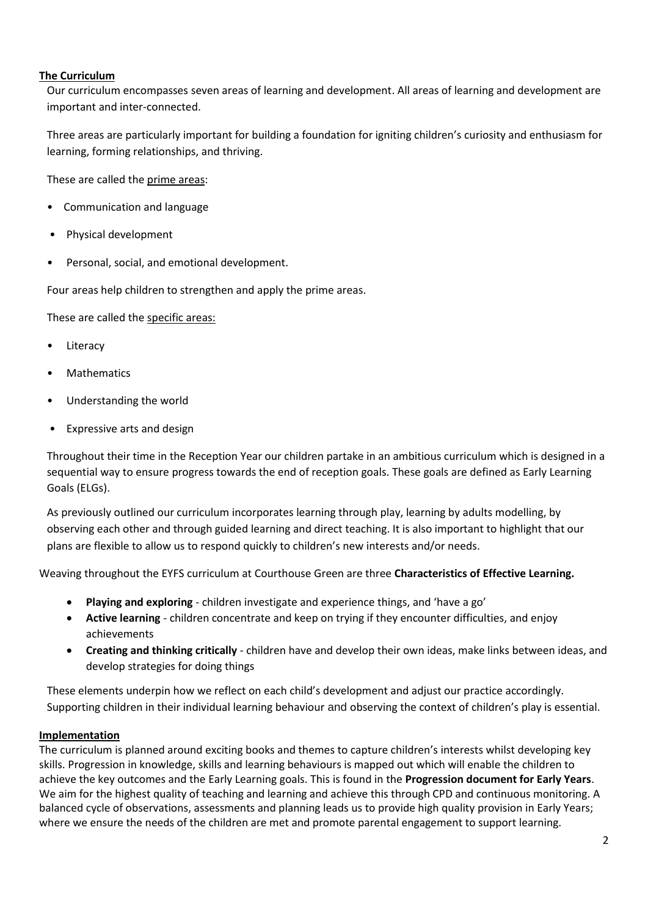## The Curriculum

Our curriculum encompasses seven areas of learning and development. All areas of learning and development are important and inter-connected.

Three areas are particularly important for building a foundation for igniting children's curiosity and enthusiasm for learning, forming relationships, and thriving.

These are called the prime areas:

- Communication and language
- Physical development
- Personal, social, and emotional development.

Four areas help children to strengthen and apply the prime areas.

These are called the specific areas:

- Literacy
- Mathematics
- Understanding the world
- Expressive arts and design

Throughout their time in the Reception Year our children partake in an ambitious curriculum which is designed in a sequential way to ensure progress towards the end of reception goals. These goals are defined as Early Learning Goals (ELGs).

As previously outlined our curriculum incorporates learning through play, learning by adults modelling, by observing each other and through guided learning and direct teaching. It is also important to highlight that our plans are flexible to allow us to respond quickly to children's new interests and/or needs.

Weaving throughout the EYFS curriculum at Courthouse Green are three **Characteristics of Effective Learning.**

- **Playing and exploring** - children investigate and experience things, and 'have a go'
- **Active learning** - children concentrate and keep on trying if they encounter difficulties, and enjoy achievements
- **Creating and thinking critically** - children have and develop their own ideas, make links between ideas, and develop strategies for doing things

These elements underpin how we reflect on each child's development and adjust our practice accordingly. Supporting children in their individual learning behaviour and observing the context of children's play is essential.

## Implementation

The curriculum is planned around exciting books and themes to capture children's interests whilst developing key skills. Progression in knowledge, skills and learning behaviours is mapped out which will enable the children to achieve the key outcomes and the Early Learning goals. This is found in the **Progression document for Early Years**. We aim for the highest quality of teaching and learning and achieve this through CPD and continuous monitoring. A balanced cycle of observations, assessments and planning leads us to provide high quality provision in Early Years; where we ensure the needs of the children are met and promote parental engagement to support learning.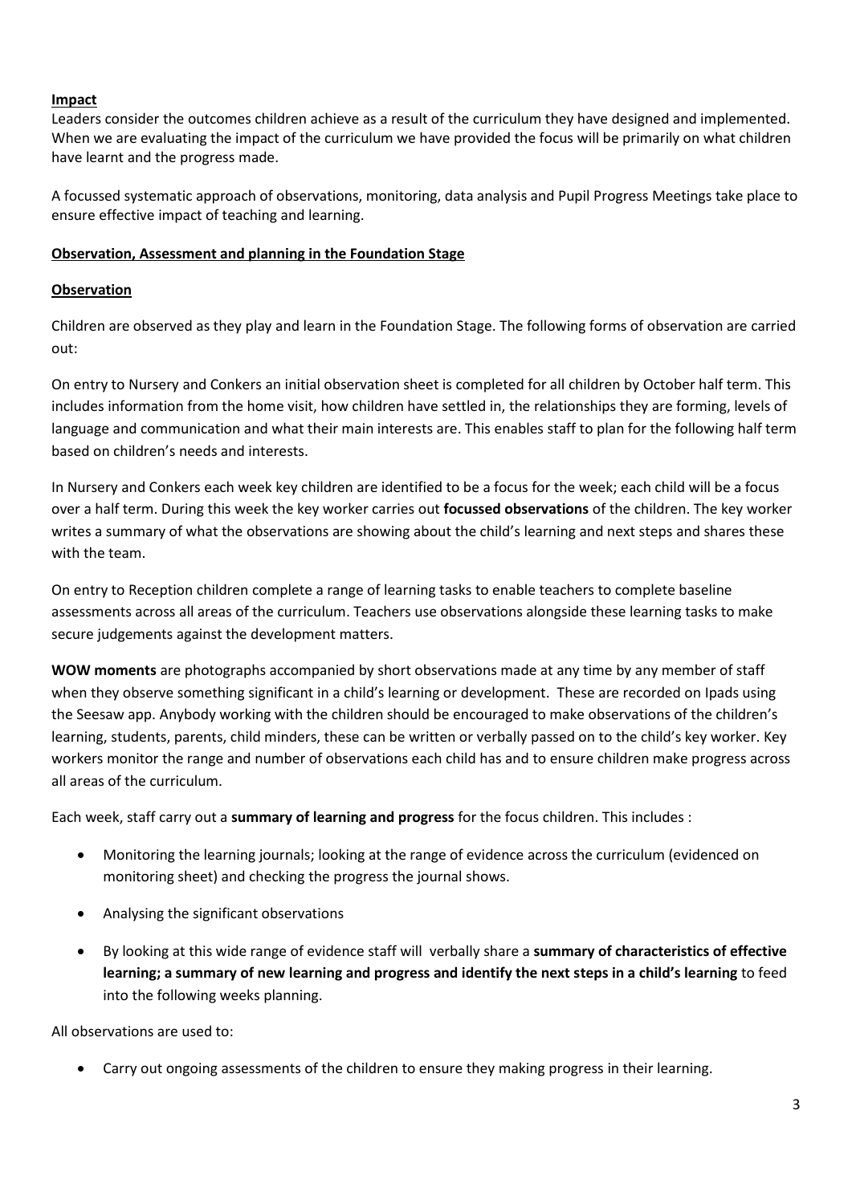**Impact**

Leaders consider the outcomes children achieve as a result of the curriculum they have designed and implemented. When we are evaluating the impact of the curriculum we have provided the focus will be primarily on what children have learnt and the progress made.

A focussed systematic approach of observations, monitoring, data analysis and Pupil Progress Meetings take place to ensure effective impact of teaching and learning.

**Observation, Assessment and planning in the Foundation Stage**

**Observation**

Children are observed as they play and learn in the Foundation Stage. The following forms of observation are carried out:

On entry to Nursery and Conkers an initial observation sheet is completed for all children by October half term. This includes information from the home visit, how children have settled in, the relationships they are forming, levels of language and communication and what their main interests are. This enables staff to plan for the following half term based on children's needs and interests.

In Nursery and Conkers each week key children are identified to be a focus for the week; each child will be a focus over a half term. During this week the key worker carries out **focussed observations** of the children. The key worker writes a summary of what the observations are showing about the child's learning and next steps and shares these with the team.

On entry to Reception children complete a range of learning tasks to enable teachers to complete baseline assessments across all areas of the curriculum. Teachers use observations alongside these learning tasks to make secure judgements against the development matters.

**WOW moments** are photographs accompanied by short observations made at any time by any member of staff when they observe something significant in a child's learning or development. These are recorded on Ipads using the Seesaw app. Anybody working with the children should be encouraged to make observations of the children's learning, students, parents, child minders, these can be written or verbally passed on to the child's key worker. Key workers monitor the range and number of observations each child has and to ensure children make progress across all areas of the curriculum.

Each week, staff carry out a **summary of learning and progress** for the focus children. This includes :

- Monitoring the learning journals; looking at the range of evidence across the curriculum (evidenced on monitoring sheet) and checking the progress the journal shows.
- Analysing the significant observations
- By looking at this wide range of evidence staff will verbally share a **summary of characteristics of effective learning; a summary of new learning and progress and identify the next steps in a child's learning** to feed into the following weeks planning.

All observations are used to:

- Carry out ongoing assessments of the children to ensure they making progress in their learning.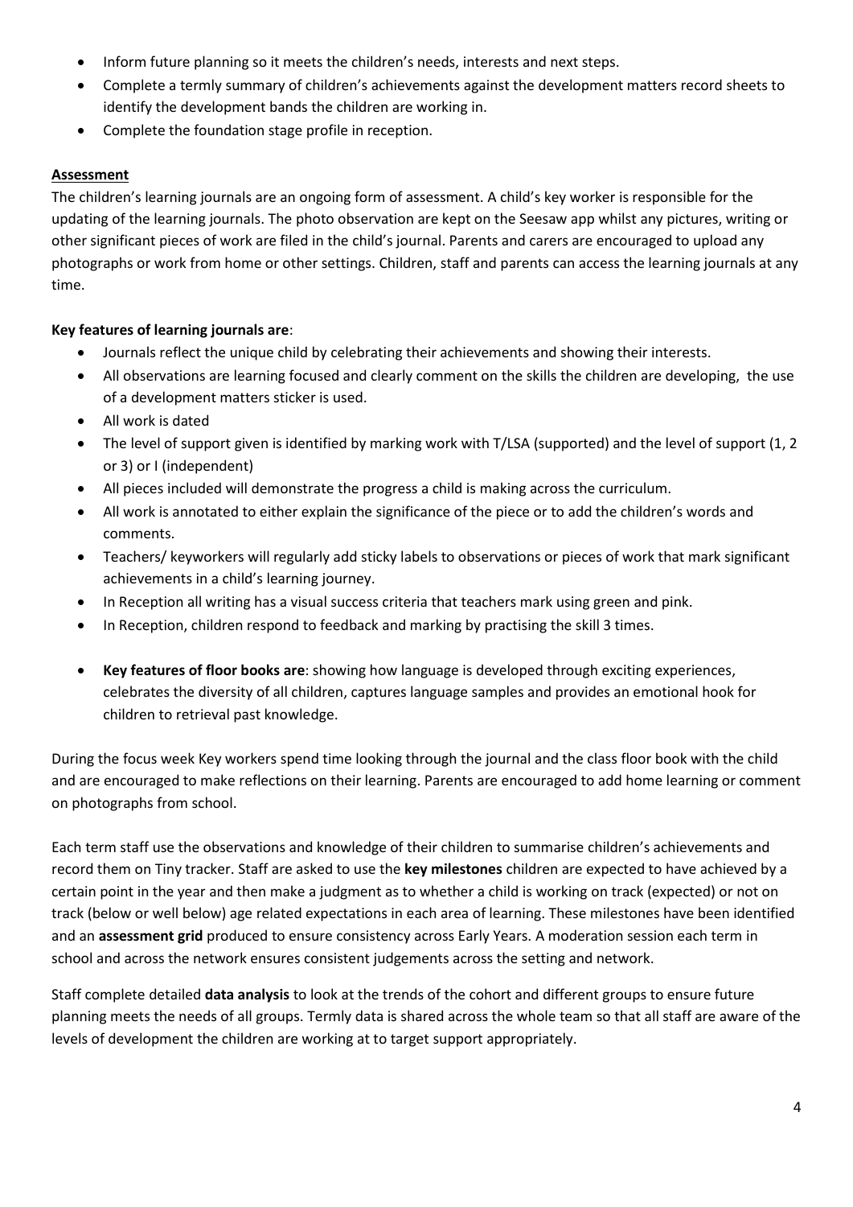- Inform future planning so it meets the children's needs, interests and next steps.
- Complete a termly summary of children's achievements against the development matters record sheets to identify the development bands the children are working in.
- Complete the foundation stage profile in reception.

## Assessment

The children's learning journals are an ongoing form of assessment. A child's key worker is responsible for the updating of the learning journals. The photo observation are kept on the Seesaw app whilst any pictures, writing or other significant pieces of work are filed in the child's journal. Parents and carers are encouraged to upload any photographs or work from home or other settings. Children, staff and parents can access the learning journals at any time.

**Key features of learning journals are**:

- Journals reflect the unique child by celebrating their achievements and showing their interests.
- All observations are learning focused and clearly comment on the skills the children are developing, the use of a development matters sticker is used.
- All work is dated
- The level of support given is identified by marking work with T/LSA (supported) and the level of support (1, 2 or 3) or I (independent)
- All pieces included will demonstrate the progress a child is making across the curriculum.
- All work is annotated to either explain the significance of the piece or to add the children's words and comments.
- Teachers/ keyworkers will regularly add sticky labels to observations or pieces of work that mark significant achievements in a child's learning journey.
- In Reception all writing has a visual success criteria that teachers mark using green and pink.
- In Reception, children respond to feedback and marking by practising the skill 3 times.

- **Key features of floor books are**: showing how language is developed through exciting experiences, celebrates the diversity of all children, captures language samples and provides an emotional hook for children to retrieval past knowledge.

During the focus week Key workers spend time looking through the journal and the class floor book with the child and are encouraged to make reflections on their learning. Parents are encouraged to add home learning or comment on photographs from school.

Each term staff use the observations and knowledge of their children to summarise children's achievements and record them on Tiny tracker. Staff are asked to use the **key milestones** children are expected to have achieved by a certain point in the year and then make a judgment as to whether a child is working on track (expected) or not on track (below or well below) age related expectations in each area of learning. These milestones have been identified and an **assessment grid** produced to ensure consistency across Early Years. A moderation session each term in school and across the network ensures consistent judgements across the setting and network.

Staff complete detailed **data analysis** to look at the trends of the cohort and different groups to ensure future planning meets the needs of all groups. Termly data is shared across the whole team so that all staff are aware of the levels of development the children are working at to target support appropriately.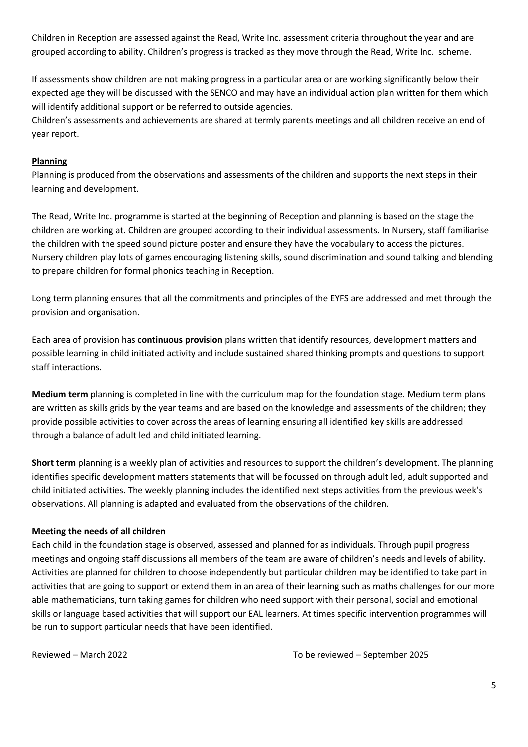Children in Reception are assessed against the Read, Write Inc. assessment criteria throughout the year and are grouped according to ability. Children's progress is tracked as they move through the Read, Write Inc. scheme.

If assessments show children are not making progress in a particular area or are working significantly below their expected age they will be discussed with the SENCO and may have an individual action plan written for them which will identify additional support or be referred to outside agencies.
Children's assessments and achievements are shared at termly parents meetings and all children receive an end of year report.

## Planning

Planning is produced from the observations and assessments of the children and supports the next steps in their learning and development.

The Read, Write Inc. programme is started at the beginning of Reception and planning is based on the stage the children are working at. Children are grouped according to their individual assessments. In Nursery, staff familiarise the children with the speed sound picture poster and ensure they have the vocabulary to access the pictures. Nursery children play lots of games encouraging listening skills, sound discrimination and sound talking and blending to prepare children for formal phonics teaching in Reception.

Long term planning ensures that all the commitments and principles of the EYFS are addressed and met through the provision and organisation.

Each area of provision has **continuous provision** plans written that identify resources, development matters and possible learning in child initiated activity and include sustained shared thinking prompts and questions to support staff interactions.

**Medium term** planning is completed in line with the curriculum map for the foundation stage. Medium term plans are written as skills grids by the year teams and are based on the knowledge and assessments of the children; they provide possible activities to cover across the areas of learning ensuring all identified key skills are addressed through a balance of adult led and child initiated learning.

**Short term** planning is a weekly plan of activities and resources to support the children's development. The planning identifies specific development matters statements that will be focussed on through adult led, adult supported and child initiated activities. The weekly planning includes the identified next steps activities from the previous week's observations. All planning is adapted and evaluated from the observations of the children.

## Meeting the needs of all children

Each child in the foundation stage is observed, assessed and planned for as individuals. Through pupil progress meetings and ongoing staff discussions all members of the team are aware of children's needs and levels of ability. Activities are planned for children to choose independently but particular children may be identified to take part in activities that are going to support or extend them in an area of their learning such as maths challenges for our more able mathematicians, turn taking games for children who need support with their personal, social and emotional skills or language based activities that will support our EAL learners. At times specific intervention programmes will be run to support particular needs that have been identified.

Reviewed – March 2022 To be reviewed – September 2025